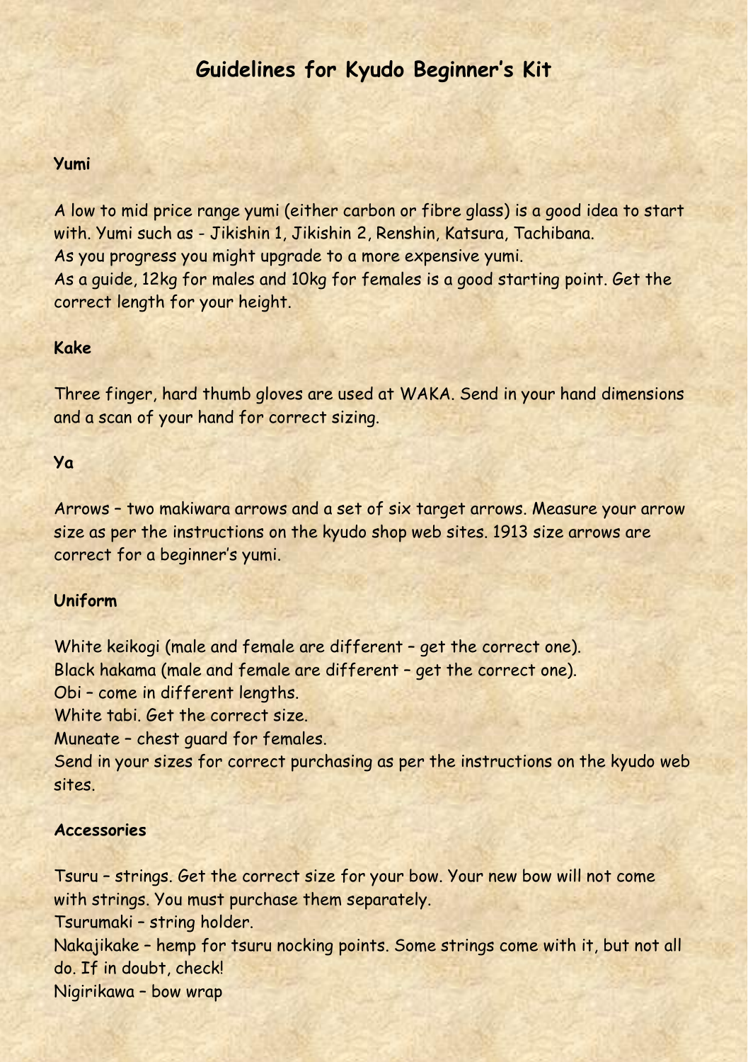# Guidelines for Kyudo Beginner's Kit

## Yumi

A low to mid price range yumi (either carbon or fibre glass) is a good idea to start with. Yumi such as - Jikishin 1, Jikishin 2, Renshin, Katsura, Tachibana.
As you progress you might upgrade to a more expensive yumi.
As a guide, 12kg for males and 10kg for females is a good starting point. Get the correct length for your height.

## Kake

Three finger, hard thumb gloves are used at WAKA. Send in your hand dimensions and a scan of your hand for correct sizing.

## Ya

Arrows – two makiwara arrows and a set of six target arrows. Measure your arrow size as per the instructions on the kyudo shop web sites. 1913 size arrows are correct for a beginner's yumi.

## Uniform

White keikogi (male and female are different – get the correct one).
Black hakama (male and female are different – get the correct one).
Obi – come in different lengths.
White tabi. Get the correct size.
Muneate – chest guard for females.
Send in your sizes for correct purchasing as per the instructions on the kyudo web sites.

## Accessories

Tsuru – strings. Get the correct size for your bow. Your new bow will not come with strings. You must purchase them separately.
Tsurumaki – string holder.
Nakajikake – hemp for tsuru nocking points. Some strings come with it, but not all do. If in doubt, check!
Nigirikawa – bow wrap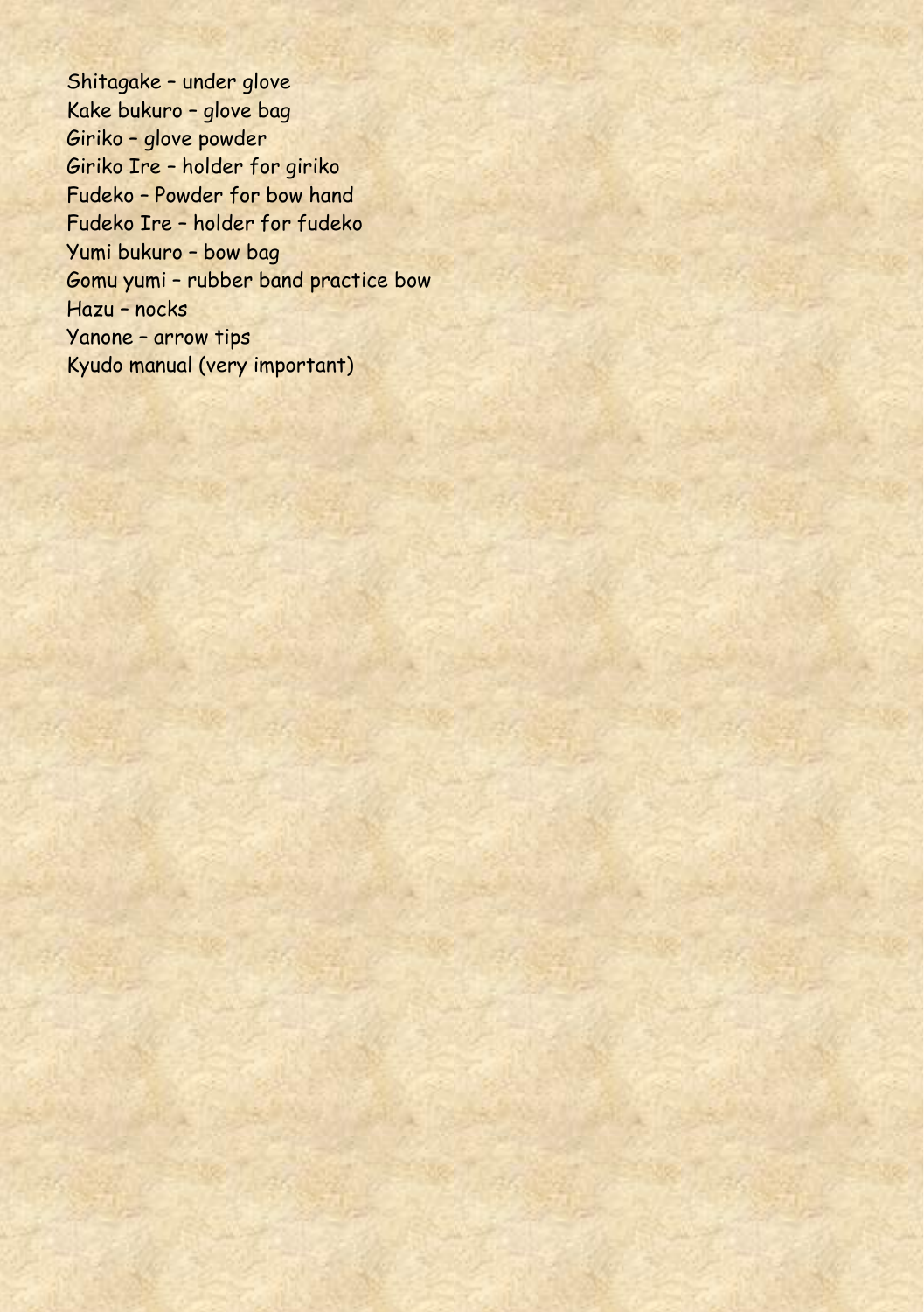Shitagake – under glove
Kake bukuro – glove bag
Giriko – glove powder
Giriko Ire – holder for giriko
Fudeko – Powder for bow hand
Fudeko Ire – holder for fudeko
Yumi bukuro – bow bag
Gomu yumi – rubber band practice bow
Hazu – nocks
Yanone – arrow tips
Kyudo manual (very important)